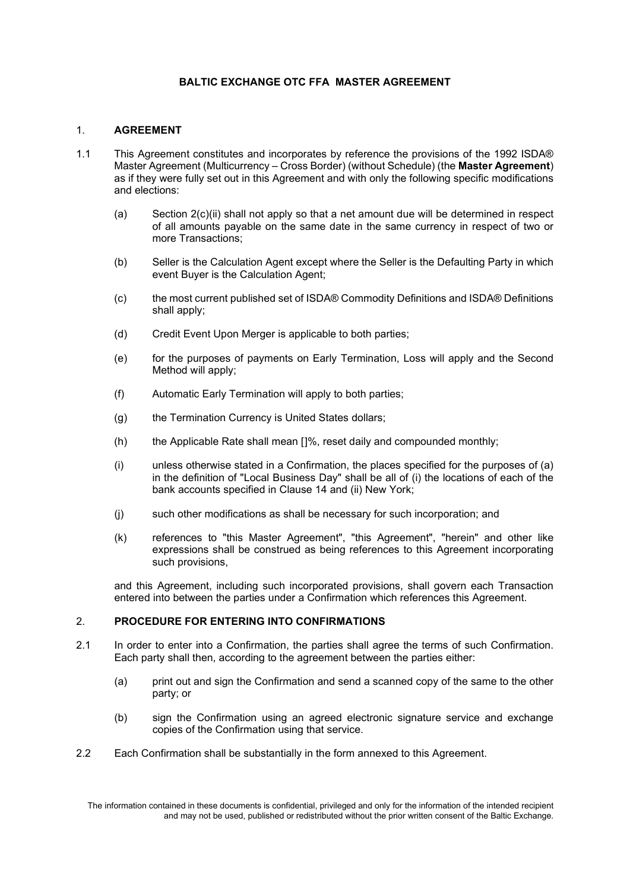# BALTIC EXCHANGE OTC FFA MASTER AGREEMENT

## 1. AGREEMENT

1.1 This Agreement constitutes and incorporates by reference the provisions of the 1992 ISDA® Master Agreement (Multicurrency – Cross Border) (without Schedule) (the **Master Agreement**) as if they were fully set out in this Agreement and with only the following specific modifications and elections:

(a) Section 2(c)(ii) shall not apply so that a net amount due will be determined in respect of all amounts payable on the same date in the same currency in respect of two or more Transactions;

(b) Seller is the Calculation Agent except where the Seller is the Defaulting Party in which event Buyer is the Calculation Agent;

(c) the most current published set of ISDA® Commodity Definitions and ISDA® Definitions shall apply;

(d) Credit Event Upon Merger is applicable to both parties;

(e) for the purposes of payments on Early Termination, Loss will apply and the Second Method will apply;

(f) Automatic Early Termination will apply to both parties;

(g) the Termination Currency is United States dollars;

(h) the Applicable Rate shall mean []%, reset daily and compounded monthly;

(i) unless otherwise stated in a Confirmation, the places specified for the purposes of (a) in the definition of "Local Business Day" shall be all of (i) the locations of each of the bank accounts specified in Clause 14 and (ii) New York;

(j) such other modifications as shall be necessary for such incorporation; and

(k) references to "this Master Agreement", "this Agreement", "herein" and other like expressions shall be construed as being references to this Agreement incorporating such provisions,

and this Agreement, including such incorporated provisions, shall govern each Transaction entered into between the parties under a Confirmation which references this Agreement.

## 2. PROCEDURE FOR ENTERING INTO CONFIRMATIONS

2.1 In order to enter into a Confirmation, the parties shall agree the terms of such Confirmation. Each party shall then, according to the agreement between the parties either:

(a) print out and sign the Confirmation and send a scanned copy of the same to the other party; or

(b) sign the Confirmation using an agreed electronic signature service and exchange copies of the Confirmation using that service.

2.2 Each Confirmation shall be substantially in the form annexed to this Agreement.

The information contained in these documents is confidential, privileged and only for the information of the intended recipient and may not be used, published or redistributed without the prior written consent of the Baltic Exchange.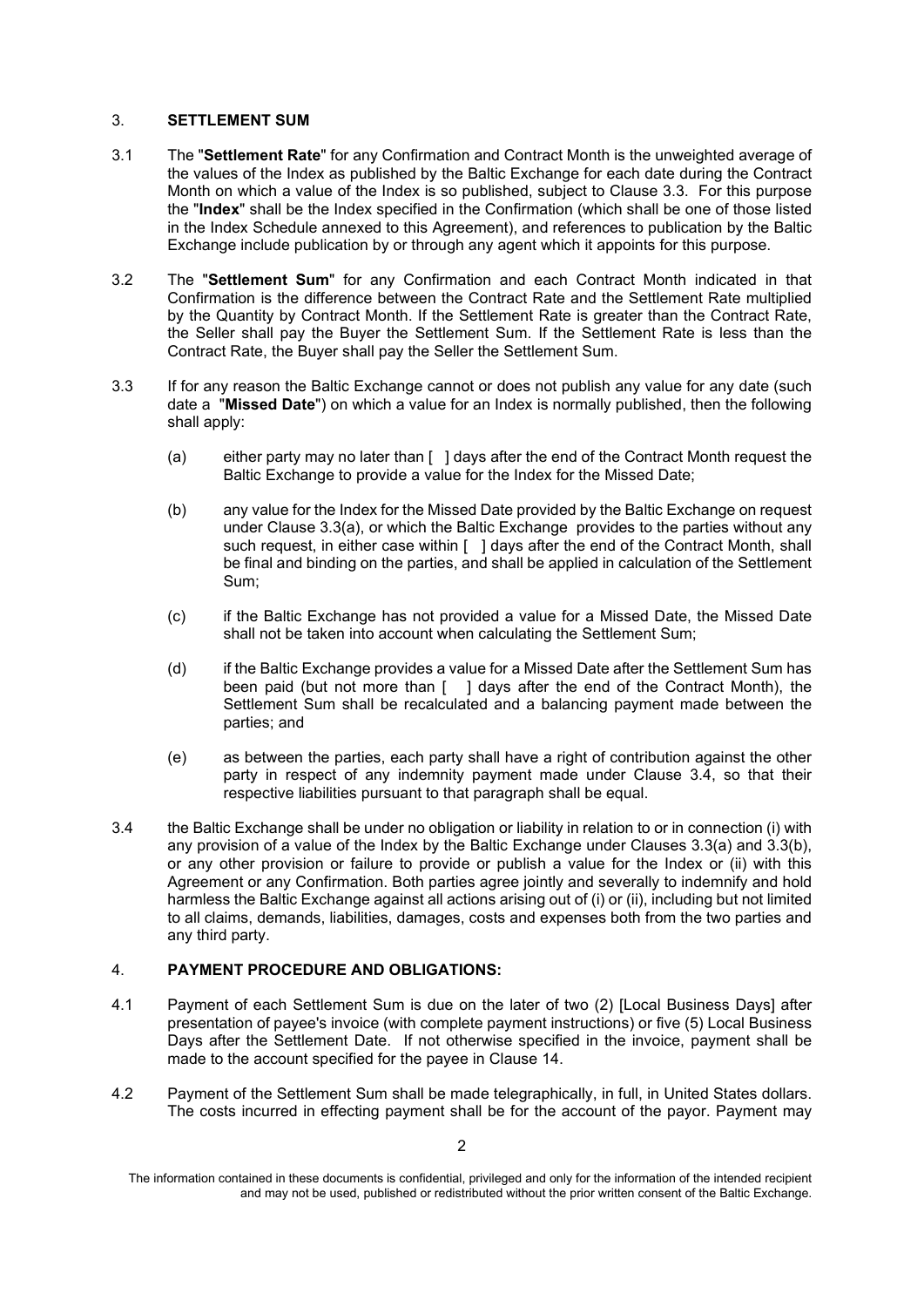## 3. SETTLEMENT SUM

3.1 The "**Settlement Rate**" for any Confirmation and Contract Month is the unweighted average of the values of the Index as published by the Baltic Exchange for each date during the Contract Month on which a value of the Index is so published, subject to Clause 3.3. For this purpose the "**Index**" shall be the Index specified in the Confirmation (which shall be one of those listed in the Index Schedule annexed to this Agreement), and references to publication by the Baltic Exchange include publication by or through any agent which it appoints for this purpose.

3.2 The "**Settlement Sum**" for any Confirmation and each Contract Month indicated in that Confirmation is the difference between the Contract Rate and the Settlement Rate multiplied by the Quantity by Contract Month. If the Settlement Rate is greater than the Contract Rate, the Seller shall pay the Buyer the Settlement Sum. If the Settlement Rate is less than the Contract Rate, the Buyer shall pay the Seller the Settlement Sum.

3.3 If for any reason the Baltic Exchange cannot or does not publish any value for any date (such date a "**Missed Date**") on which a value for an Index is normally published, then the following shall apply:

(a) either party may no later than [ ] days after the end of the Contract Month request the Baltic Exchange to provide a value for the Index for the Missed Date;

(b) any value for the Index for the Missed Date provided by the Baltic Exchange on request under Clause 3.3(a), or which the Baltic Exchange provides to the parties without any such request, in either case within [ ] days after the end of the Contract Month, shall be final and binding on the parties, and shall be applied in calculation of the Settlement Sum;

(c) if the Baltic Exchange has not provided a value for a Missed Date, the Missed Date shall not be taken into account when calculating the Settlement Sum;

(d) if the Baltic Exchange provides a value for a Missed Date after the Settlement Sum has been paid (but not more than [ ] days after the end of the Contract Month), the Settlement Sum shall be recalculated and a balancing payment made between the parties; and

(e) as between the parties, each party shall have a right of contribution against the other party in respect of any indemnity payment made under Clause 3.4, so that their respective liabilities pursuant to that paragraph shall be equal.

3.4 the Baltic Exchange shall be under no obligation or liability in relation to or in connection (i) with any provision of a value of the Index by the Baltic Exchange under Clauses 3.3(a) and 3.3(b), or any other provision or failure to provide or publish a value for the Index or (ii) with this Agreement or any Confirmation. Both parties agree jointly and severally to indemnify and hold harmless the Baltic Exchange against all actions arising out of (i) or (ii), including but not limited to all claims, demands, liabilities, damages, costs and expenses both from the two parties and any third party.

## 4. PAYMENT PROCEDURE AND OBLIGATIONS:

4.1 Payment of each Settlement Sum is due on the later of two (2) [Local Business Days] after presentation of payee's invoice (with complete payment instructions) or five (5) Local Business Days after the Settlement Date. If not otherwise specified in the invoice, payment shall be made to the account specified for the payee in Clause 14.

4.2 Payment of the Settlement Sum shall be made telegraphically, in full, in United States dollars. The costs incurred in effecting payment shall be for the account of the payor. Payment may

The information contained in these documents is confidential, privileged and only for the information of the intended recipient and may not be used, published or redistributed without the prior written consent of the Baltic Exchange.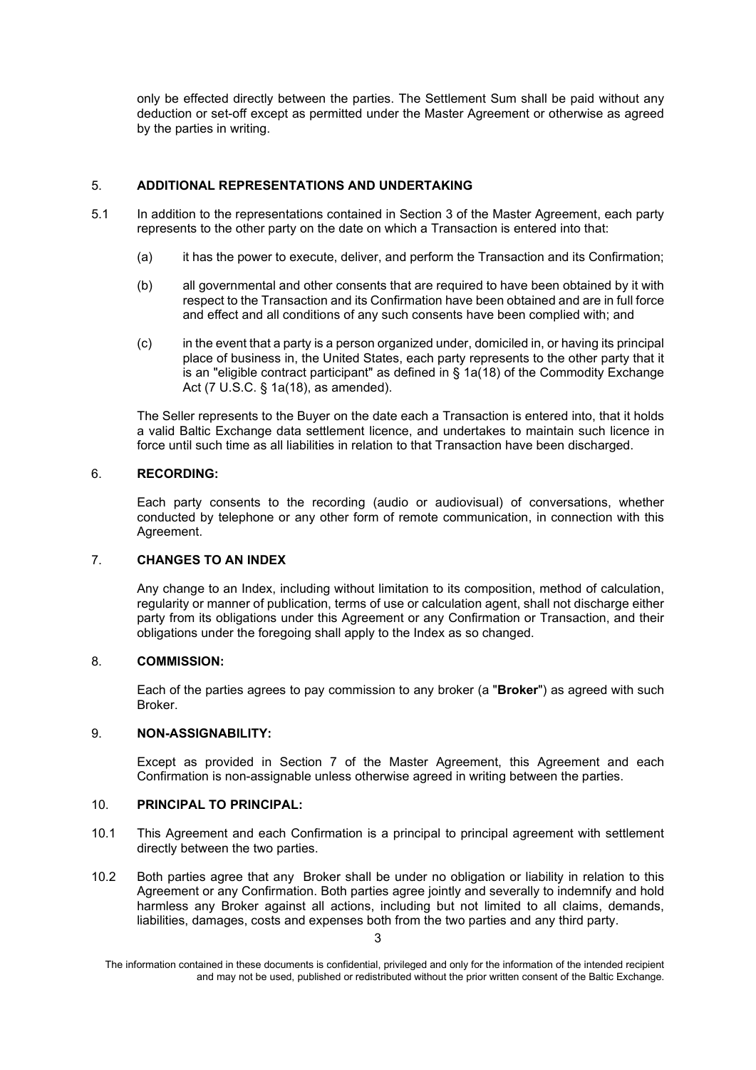only be effected directly between the parties. The Settlement Sum shall be paid without any deduction or set-off except as permitted under the Master Agreement or otherwise as agreed by the parties in writing.

## 5. ADDITIONAL REPRESENTATIONS AND UNDERTAKING

5.1 In addition to the representations contained in Section 3 of the Master Agreement, each party represents to the other party on the date on which a Transaction is entered into that:

(a) it has the power to execute, deliver, and perform the Transaction and its Confirmation;

(b) all governmental and other consents that are required to have been obtained by it with respect to the Transaction and its Confirmation have been obtained and are in full force and effect and all conditions of any such consents have been complied with; and

(c) in the event that a party is a person organized under, domiciled in, or having its principal place of business in, the United States, each party represents to the other party that it is an "eligible contract participant" as defined in § 1a(18) of the Commodity Exchange Act (7 U.S.C. § 1a(18), as amended).

The Seller represents to the Buyer on the date each a Transaction is entered into, that it holds a valid Baltic Exchange data settlement licence, and undertakes to maintain such licence in force until such time as all liabilities in relation to that Transaction have been discharged.

## 6. RECORDING:

Each party consents to the recording (audio or audiovisual) of conversations, whether conducted by telephone or any other form of remote communication, in connection with this Agreement.

## 7. CHANGES TO AN INDEX

Any change to an Index, including without limitation to its composition, method of calculation, regularity or manner of publication, terms of use or calculation agent, shall not discharge either party from its obligations under this Agreement or any Confirmation or Transaction, and their obligations under the foregoing shall apply to the Index as so changed.

## 8. COMMISSION:

Each of the parties agrees to pay commission to any broker (a "**Broker**") as agreed with such Broker.

## 9. NON-ASSIGNABILITY:

Except as provided in Section 7 of the Master Agreement, this Agreement and each Confirmation is non-assignable unless otherwise agreed in writing between the parties.

## 10. PRINCIPAL TO PRINCIPAL:

10.1 This Agreement and each Confirmation is a principal to principal agreement with settlement directly between the two parties.

10.2 Both parties agree that any Broker shall be under no obligation or liability in relation to this Agreement or any Confirmation. Both parties agree jointly and severally to indemnify and hold harmless any Broker against all actions, including but not limited to all claims, demands, liabilities, damages, costs and expenses both from the two parties and any third party.

The information contained in these documents is confidential, privileged and only for the information of the intended recipient and may not be used, published or redistributed without the prior written consent of the Baltic Exchange.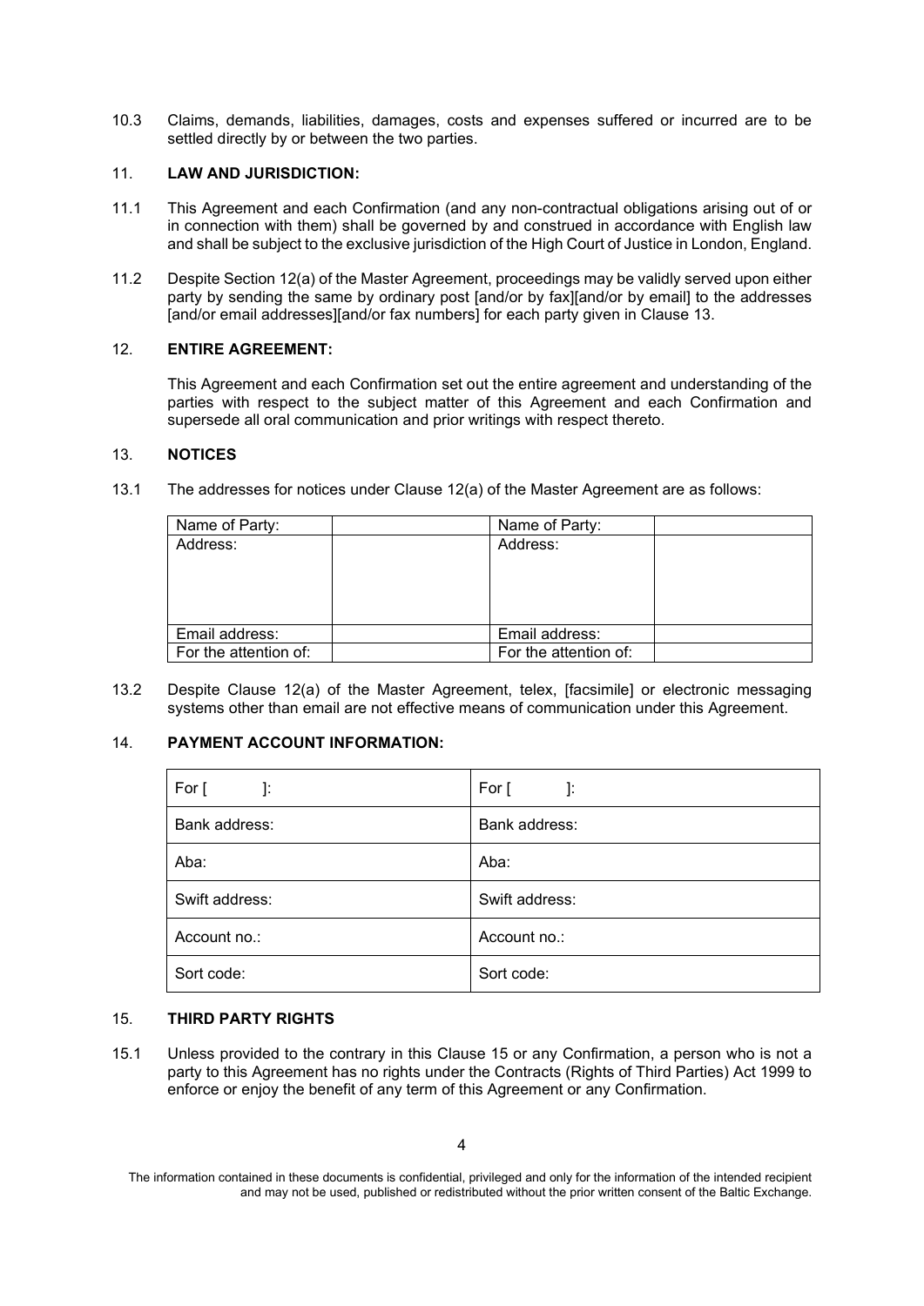10.3 Claims, demands, liabilities, damages, costs and expenses suffered or incurred are to be settled directly by or between the two parties.

## 11. LAW AND JURISDICTION:

11.1 This Agreement and each Confirmation (and any non-contractual obligations arising out of or in connection with them) shall be governed by and construed in accordance with English law and shall be subject to the exclusive jurisdiction of the High Court of Justice in London, England.

11.2 Despite Section 12(a) of the Master Agreement, proceedings may be validly served upon either party by sending the same by ordinary post [and/or by fax][and/or by email] to the addresses [and/or email addresses][and/or fax numbers] for each party given in Clause 13.

## 12. ENTIRE AGREEMENT:

This Agreement and each Confirmation set out the entire agreement and understanding of the parties with respect to the subject matter of this Agreement and each Confirmation and supersede all oral communication and prior writings with respect thereto.

## 13. NOTICES

13.1 The addresses for notices under Clause 12(a) of the Master Agreement are as follows:

| | | | |
|---|---|---|---|
| Name of Party: | | Name of Party: | |
| Address: | | Address: | |
| Email address: | | Email address: | |
| For the attention of: | | For the attention of: | |

13.2 Despite Clause 12(a) of the Master Agreement, telex, [facsimile] or electronic messaging systems other than email are not effective means of communication under this Agreement.

## 14. PAYMENT ACCOUNT INFORMATION:

| | |
|---|---|
| For [ ]: | For [ ]: |
| Bank address: | Bank address: |
| Aba: | Aba: |
| Swift address: | Swift address: |
| Account no.: | Account no.: |
| Sort code: | Sort code: |

## 15. THIRD PARTY RIGHTS

15.1 Unless provided to the contrary in this Clause 15 or any Confirmation, a person who is not a party to this Agreement has no rights under the Contracts (Rights of Third Parties) Act 1999 to enforce or enjoy the benefit of any term of this Agreement or any Confirmation.

The information contained in these documents is confidential, privileged and only for the information of the intended recipient and may not be used, published or redistributed without the prior written consent of the Baltic Exchange.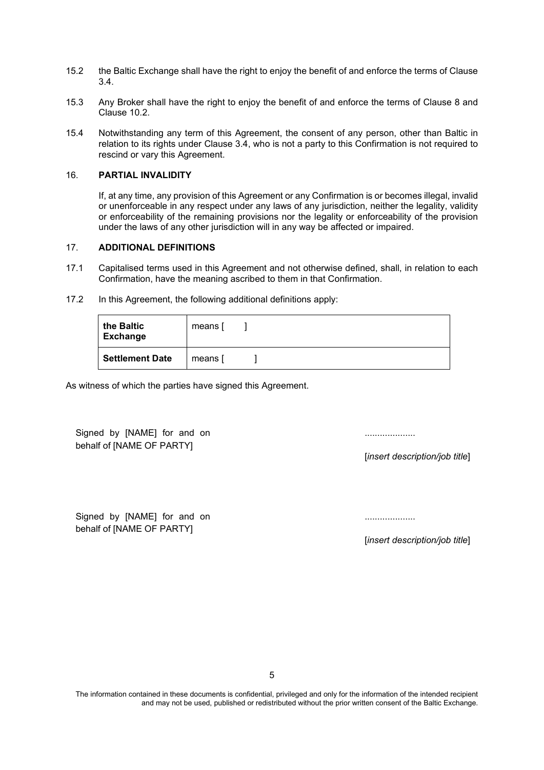15.2 the Baltic Exchange shall have the right to enjoy the benefit of and enforce the terms of Clause 3.4.

15.3 Any Broker shall have the right to enjoy the benefit of and enforce the terms of Clause 8 and Clause 10.2.

15.4 Notwithstanding any term of this Agreement, the consent of any person, other than Baltic in relation to its rights under Clause 3.4, who is not a party to this Confirmation is not required to rescind or vary this Agreement.

## 16. PARTIAL INVALIDITY

If, at any time, any provision of this Agreement or any Confirmation is or becomes illegal, invalid or unenforceable in any respect under any laws of any jurisdiction, neither the legality, validity or enforceability of the remaining provisions nor the legality or enforceability of the provision under the laws of any other jurisdiction will in any way be affected or impaired.

## 17. ADDITIONAL DEFINITIONS

17.1 Capitalised terms used in this Agreement and not otherwise defined, shall, in relation to each Confirmation, have the meaning ascribed to them in that Confirmation.

17.2 In this Agreement, the following additional definitions apply:

| | |
|---|---|
| **the Baltic Exchange** | means [ ] |
| **Settlement Date** | means [ ] |

As witness of which the parties have signed this Agreement.

Signed by [NAME] for and on behalf of [NAME OF PARTY]

....................

[*insert description/job title*]

Signed by [NAME] for and on behalf of [NAME OF PARTY]

....................

[*insert description/job title*]

The information contained in these documents is confidential, privileged and only for the information of the intended recipient and may not be used, published or redistributed without the prior written consent of the Baltic Exchange.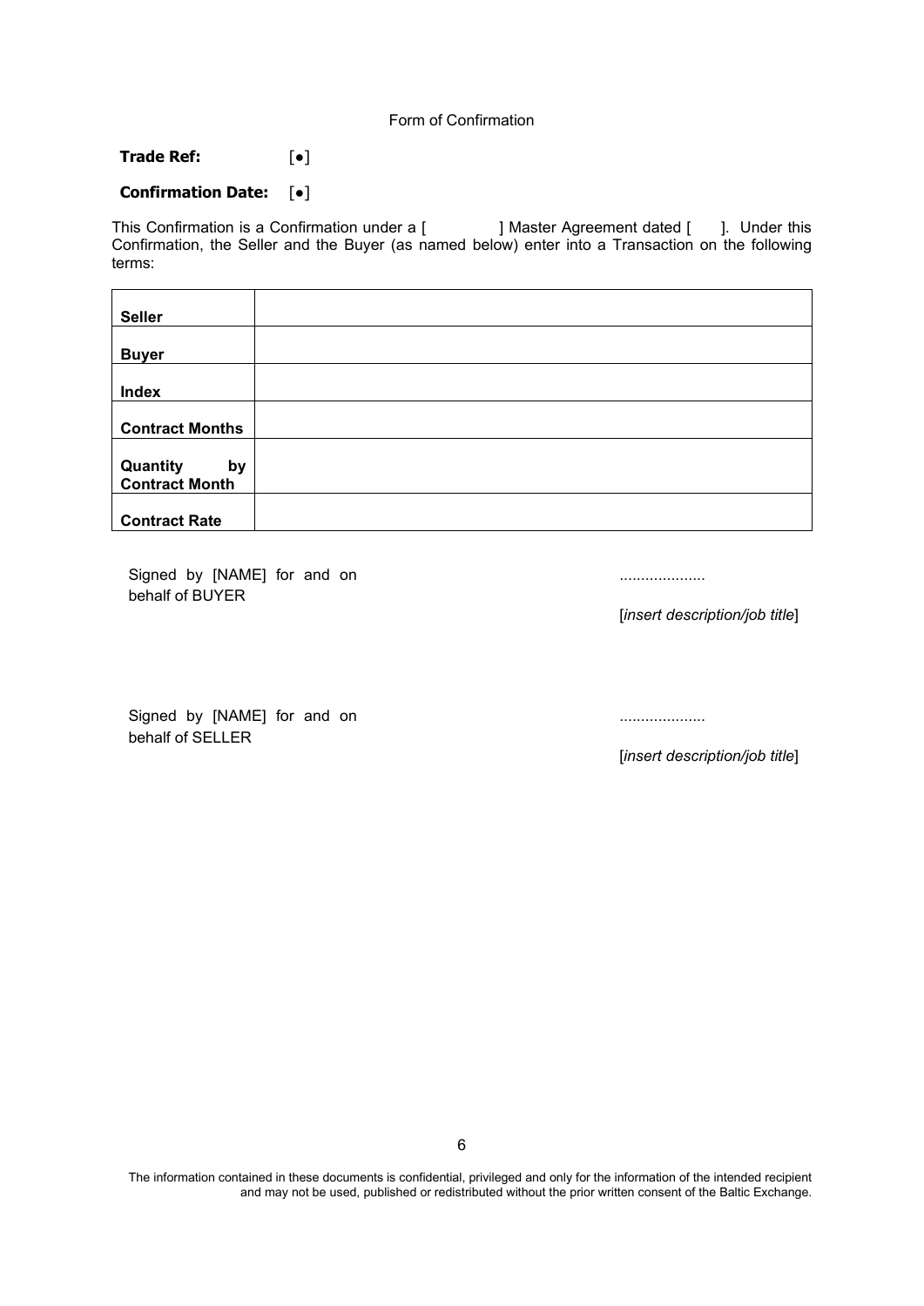Form of Confirmation

**Trade Ref:** [●]

**Confirmation Date:** [●]

This Confirmation is a Confirmation under a [ ] Master Agreement dated [ ]. Under this Confirmation, the Seller and the Buyer (as named below) enter into a Transaction on the following terms:

| | |
|---|---|
| **Seller** | |
| **Buyer** | |
| **Index** | |
| **Contract Months** | |
| **Quantity by Contract Month** | |
| **Contract Rate** | |

Signed by [NAME] for and on behalf of BUYER

....................

[*insert description/job title*]

Signed by [NAME] for and on behalf of SELLER

....................

[*insert description/job title*]

The information contained in these documents is confidential, privileged and only for the information of the intended recipient and may not be used, published or redistributed without the prior written consent of the Baltic Exchange.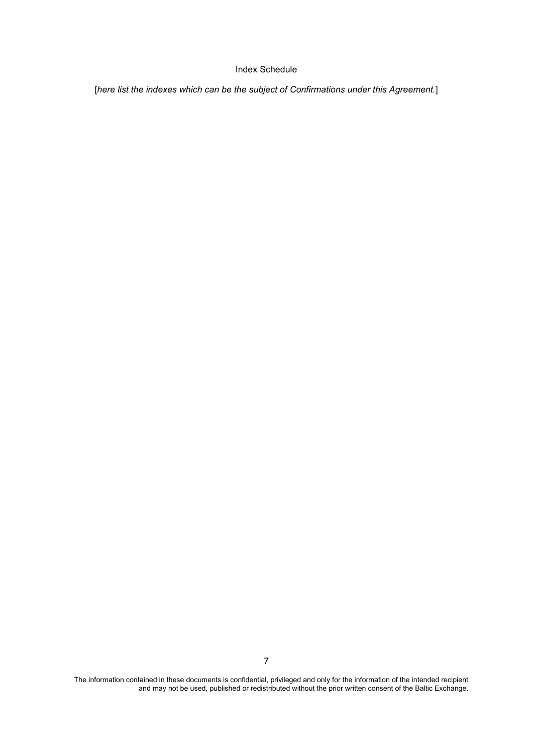Index Schedule

[*here list the indexes which can be the subject of Confirmations under this Agreement.*]